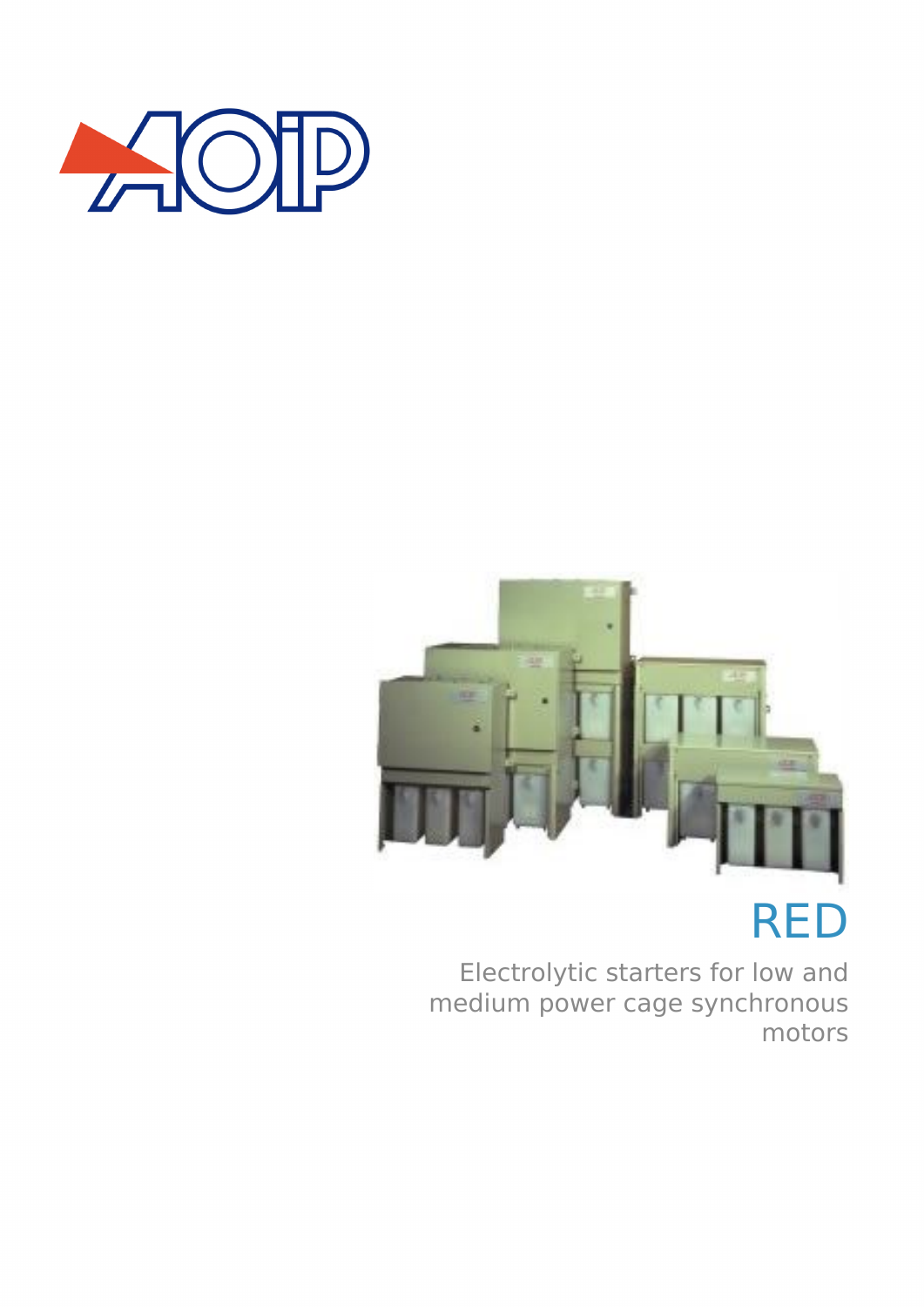# RED

Electrolytic starters for low and medium power cage synchronous motors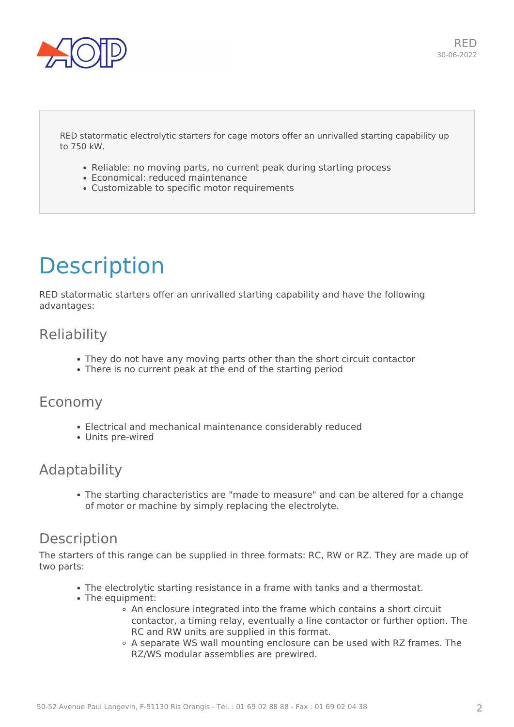RED statomatic electrolytic starters for cage motors offer an unrivalled starting capability up to 750 kW.

- Reliable: no moving parts, no current peak during starting process
- Economical: reduced maintenance
- Customizable to specific motor requirements

# Description

RED statormatic starters offer an unrivalled starting capability and have the following advantages:

## Reliability

- They do not have any moving parts other than the short circuit contactor
- There is no current peak at the end of the starting period

## Economy

- Electrical and mechanical maintenance considerably reduced
- Units pre-wired

## Adaptability

- The starting characteristics are "made to measure" and can be altered for a change of motor or machine by simply replacing the electrolyte.

## Description

The starters of this range can be supplied in three formats: RC, RW or RZ. They are made up of two parts:

- The electrolytic starting resistance in a frame with tanks and a thermostat.
- The equipment:
  - An enclosure integrated into the frame which contains a short circuit contactor, a timing relay, eventually a line contactor or further option. The RC and RW units are supplied in this format.
  - A separate WS wall mounting enclosure can be used with RZ frames. The RZ/WS modular assemblies are prewired.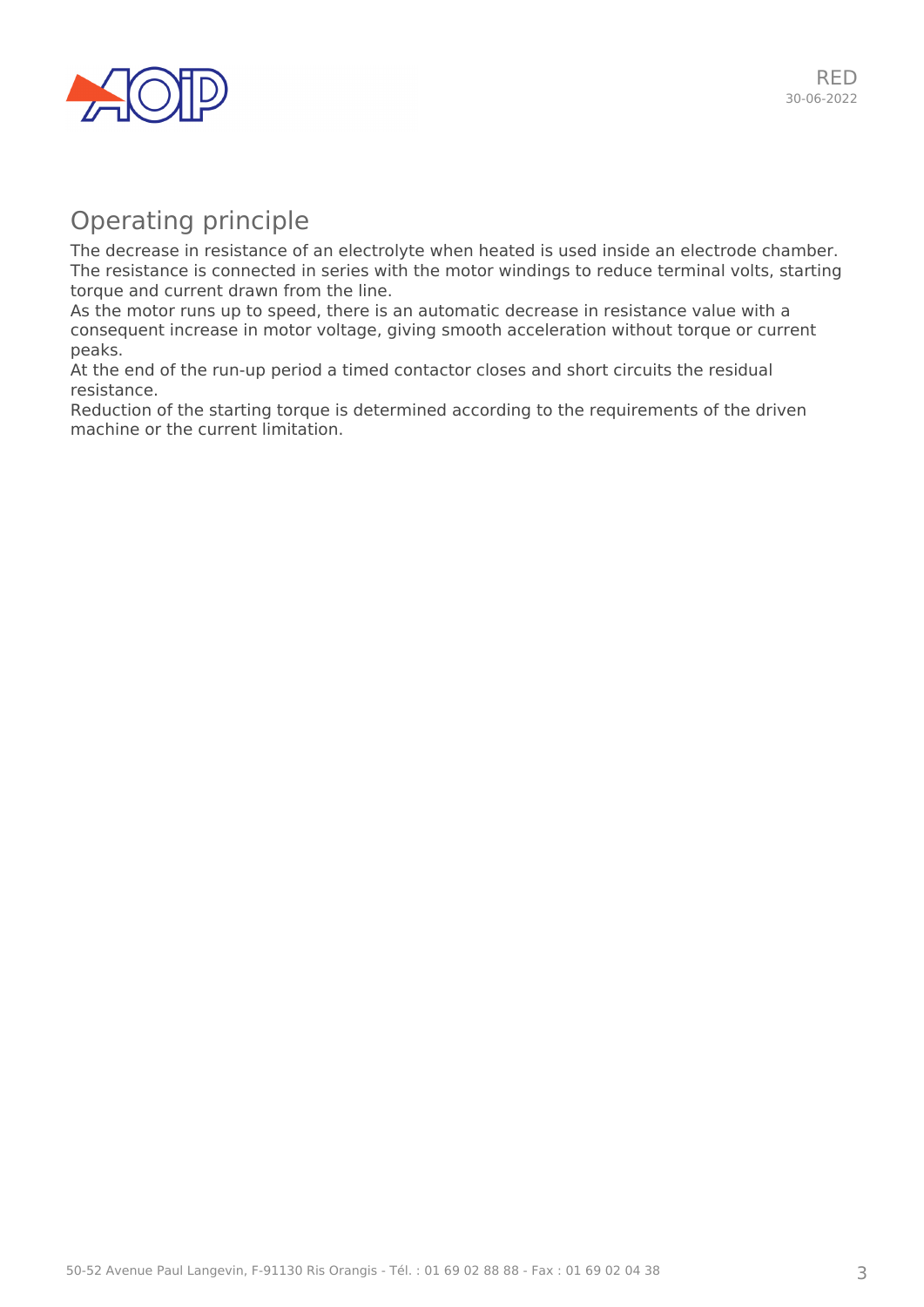## Operating principle

The decrease in resistance of an electrolyte when heated is used inside an electrode chamber.
The resistance is connected in series with the motor windings to reduce terminal volts, starting torque and current drawn from the line.
As the motor runs up to speed, there is an automatic decrease in resistance value with a consequent increase in motor voltage, giving smooth acceleration without torque or current peaks.
At the end of the run-up period a timed contactor closes and short circuits the residual resistance.
Reduction of the starting torque is determined according to the requirements of the driven machine or the current limitation.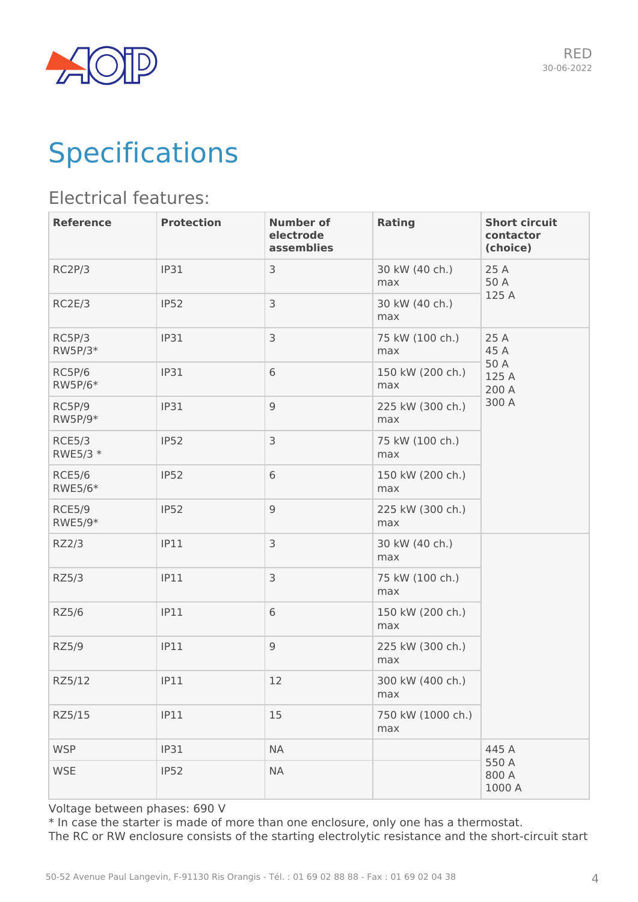# Specifications

## Electrical features:

| Reference | Protection | Number of electrode assemblies | Rating | Short circuit contactor (choice) |
|---|---|---|---|---|
| RC2P/3 | IP31 | 3 | 30 kW (40 ch.) max | 25 A<br>50 A<br>125 A |
| RC2E/3 | IP52 | 3 | 30 kW (40 ch.) max | |
| RC5P/3<br>RW5P/3* | IP31 | 3 | 75 kW (100 ch.) max | 25 A<br>45 A<br>50 A<br>125 A<br>200 A<br>300 A |
| RC5P/6<br>RW5P/6* | IP31 | 6 | 150 kW (200 ch.) max | |
| RC5P/9<br>RW5P/9* | IP31 | 9 | 225 kW (300 ch.) max | |
| RCE5/3<br>RWE5/3 * | IP52 | 3 | 75 kW (100 ch.) max | |
| RCE5/6<br>RWE5/6* | IP52 | 6 | 150 kW (200 ch.) max | |
| RCE5/9<br>RWE5/9* | IP52 | 9 | 225 kW (300 ch.) max | |
| RZ2/3 | IP11 | 3 | 30 kW (40 ch.) max | |
| RZ5/3 | IP11 | 3 | 75 kW (100 ch.) max | |
| RZ5/6 | IP11 | 6 | 150 kW (200 ch.) max | |
| RZ5/9 | IP11 | 9 | 225 kW (300 ch.) max | |
| RZ5/12 | IP11 | 12 | 300 kW (400 ch.) max | |
| RZ5/15 | IP11 | 15 | 750 kW (1000 ch.) max | |
| WSP | IP31 | NA | | 445 A<br>550 A<br>800 A<br>1000 A |
| WSE | IP52 | NA | | |

Voltage between phases: 690 V

* In case the starter is made of more than one enclosure, only one has a thermostat.

The RC or RW enclosure consists of the starting electrolytic resistance and the short-circuit start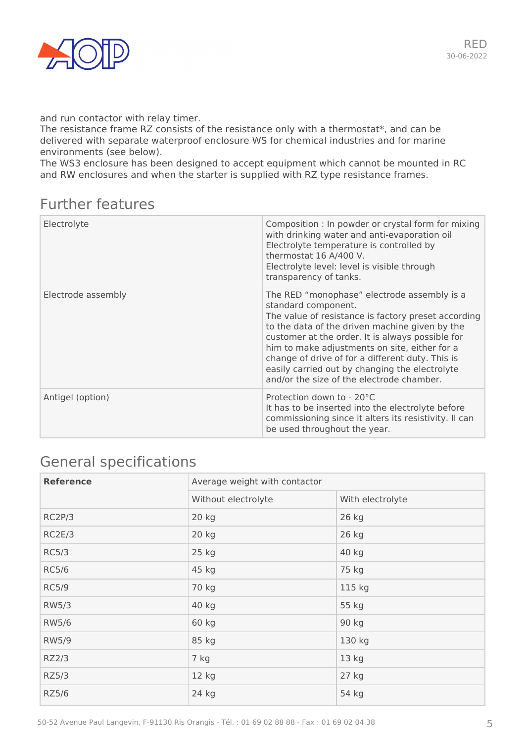and run contactor with relay timer.
The resistance frame RZ consists of the resistance only with a thermostat*, and can be delivered with separate waterproof enclosure WS for chemical industries and for marine environments (see below).
The WS3 enclosure has been designed to accept equipment which cannot be mounted in RC and RW enclosures and when the starter is supplied with RZ type resistance frames.

## Further features

| | |
|---|---|
| Electrolyte | Composition : In powder or crystal form for mixing with drinking water and anti-evaporation oil<br>Electrolyte temperature is controlled by thermostat 16 A/400 V.<br>Electrolyte level: level is visible through transparency of tanks. |
| Electrode assembly | The RED “monophase” electrode assembly is a standard component.<br>The value of resistance is factory preset according to the data of the driven machine given by the customer at the order. It is always possible for him to make adjustments on site, either for a change of drive of for a different duty. This is easily carried out by changing the electrolyte and/or the size of the electrode chamber. |
| Antigel (option) | Protection down to - 20°C<br>It has to be inserted into the electrolyte before commissioning since it alters its resistivity. Il can be used throughout the year. |

## General specifications

| **Reference** | Average weight with contactor | |
|---|---|---|
| | Without electrolyte | With electrolyte |
| RC2P/3 | 20 kg | 26 kg |
| RC2E/3 | 20 kg | 26 kg |
| RC5/3 | 25 kg | 40 kg |
| RC5/6 | 45 kg | 75 kg |
| RC5/9 | 70 kg | 115 kg |
| RW5/3 | 40 kg | 55 kg |
| RW5/6 | 60 kg | 90 kg |
| RW5/9 | 85 kg | 130 kg |
| RZ2/3 | 7 kg | 13 kg |
| RZ5/3 | 12 kg | 27 kg |
| RZ5/6 | 24 kg | 54 kg |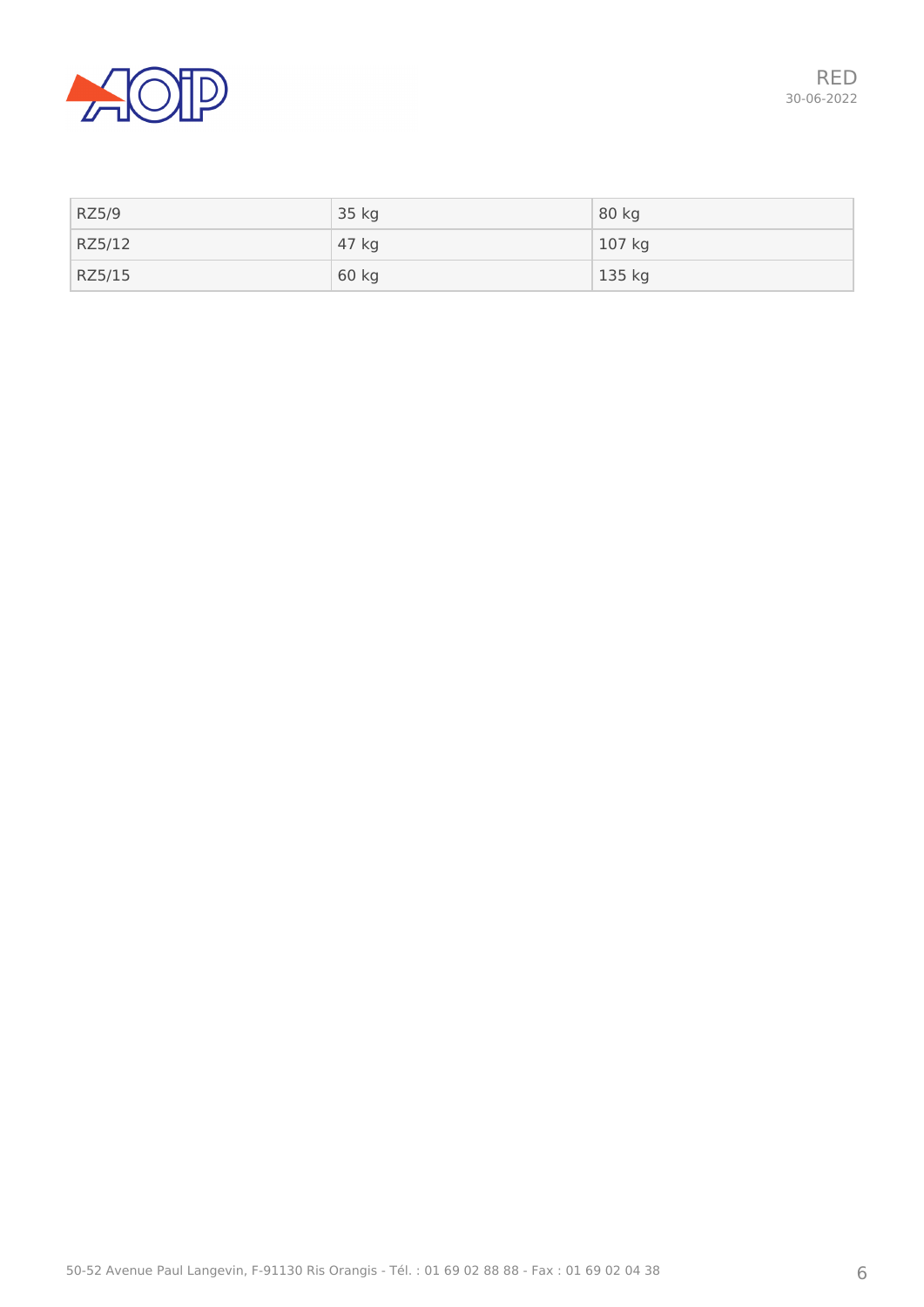| RZ5/9 | 35 kg | 80 kg |
| --- | --- | --- |
| RZ5/12 | 47 kg | 107 kg |
| RZ5/15 | 60 kg | 135 kg |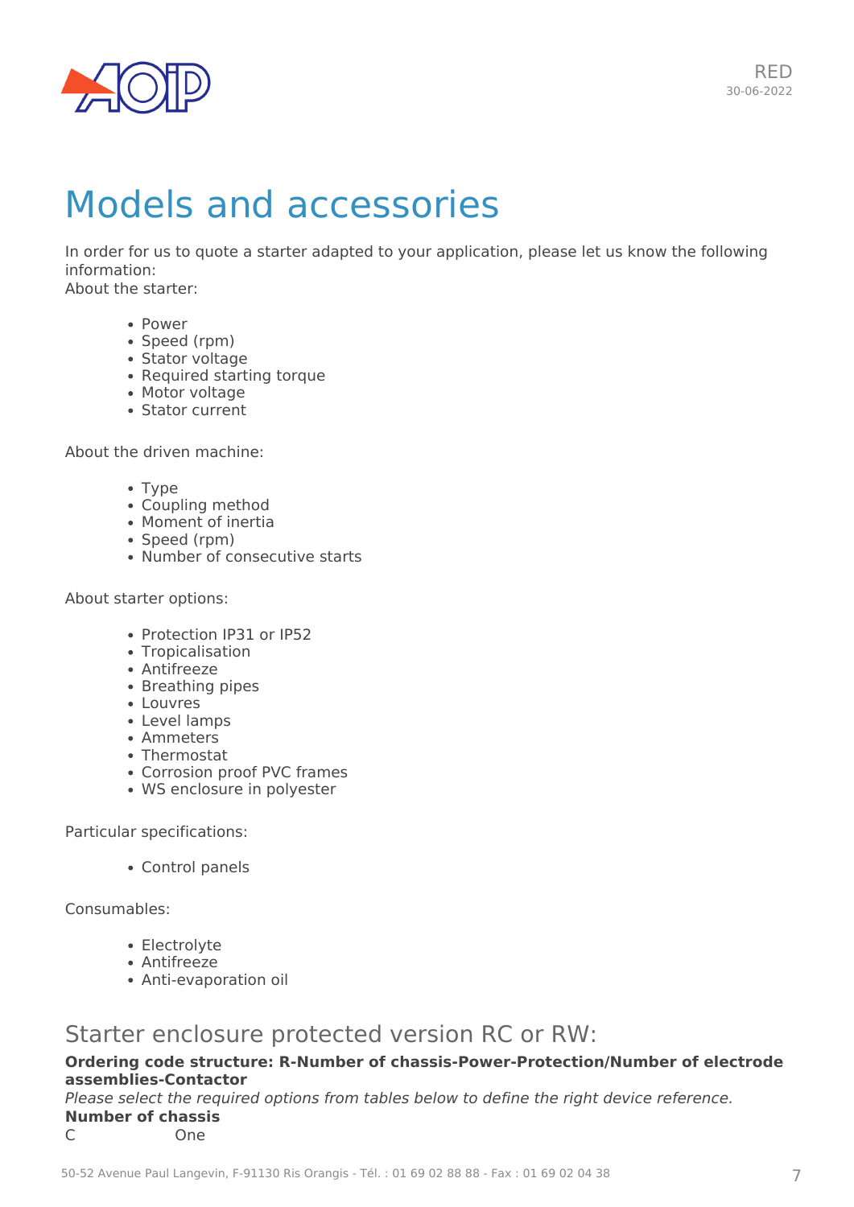# Models and accessories

In order for us to quote a starter adapted to your application, please let us know the following information:
About the starter:

- Power
- Speed (rpm)
- Stator voltage
- Required starting torque
- Motor voltage
- Stator current

About the driven machine:

- Type
- Coupling method
- Moment of inertia
- Speed (rpm)
- Number of consecutive starts

About starter options:

- Protection IP31 or IP52
- Tropicalisation
- Antifreeze
- Breathing pipes
- Louvres
- Level lamps
- Ammeters
- Thermostat
- Corrosion proof PVC frames
- WS enclosure in polyester

Particular specifications:

- Control panels

Consumables:

- Electrolyte
- Antifreeze
- Anti-evaporation oil

## Starter enclosure protected version RC or RW:

**Ordering code structure: R-Number of chassis-Power-Protection/Number of electrode assemblies-Contactor**

*Please select the required options from tables below to define the right device reference.*

**Number of chassis**

| | |
|---|---|
| C | One |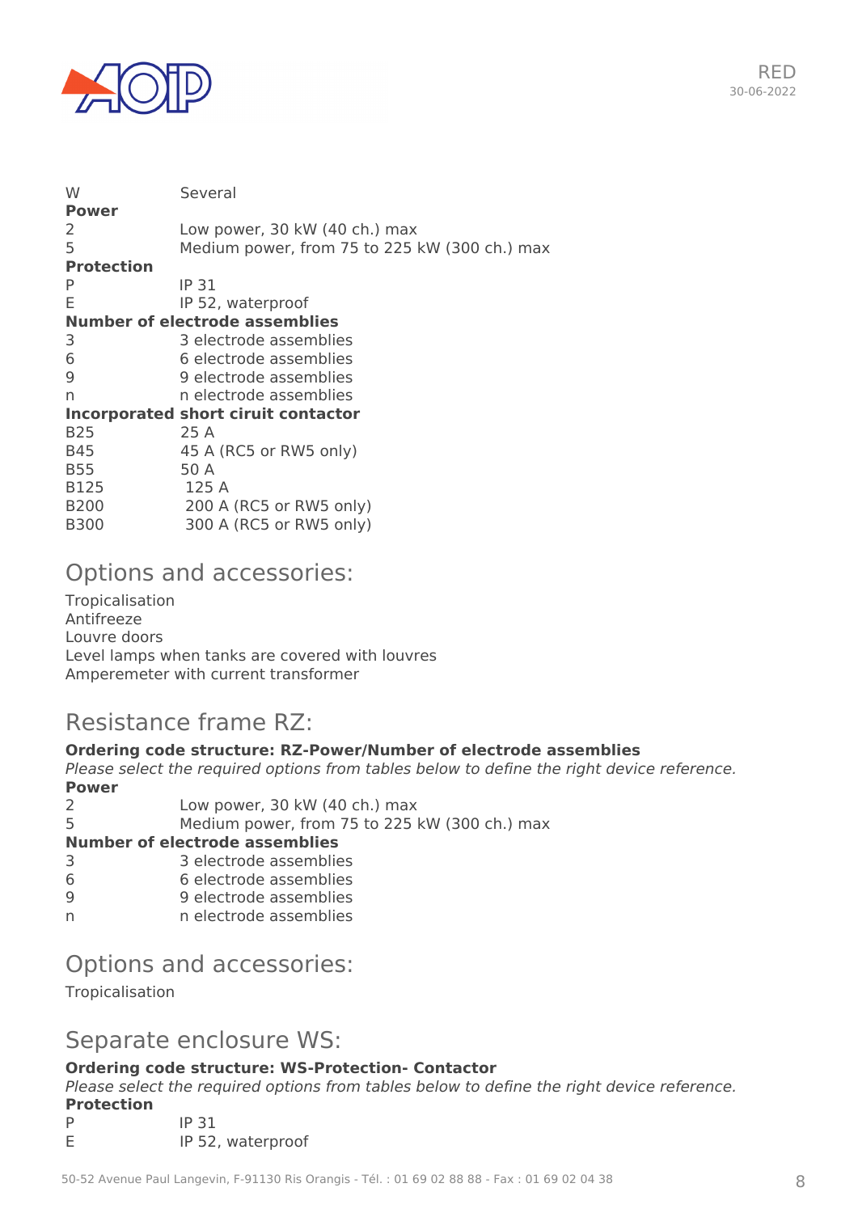| | |
|---|---|
| W | Several |
| **Power** | |
| 2 | Low power, 30 kW (40 ch.) max |
| 5 | Medium power, from 75 to 225 kW (300 ch.) max |
| **Protection** | |
| P | IP 31 |
| E | IP 52, waterproof |
| **Number of electrode assemblies** | |
| 3 | 3 electrode assemblies |
| 6 | 6 electrode assemblies |
| 9 | 9 electrode assemblies |
| n | n electrode assemblies |
| **Incorporated short ciruit contactor** | |
| B25 | 25 A |
| B45 | 45 A (RC5 or RW5 only) |
| B55 | 50 A |
| B125 | 125 A |
| B200 | 200 A (RC5 or RW5 only) |
| B300 | 300 A (RC5 or RW5 only) |

## Options and accessories:

Tropicalisation
Antifreeze
Louvre doors
Level lamps when tanks are covered with louvres
Amperemeter with current transformer

## Resistance frame RZ:

**Ordering code structure: RZ-Power/Number of electrode assemblies**

*Please select the required options from tables below to define the right device reference.*

| | |
|---|---|
| **Power** | |
| 2 | Low power, 30 kW (40 ch.) max |
| 5 | Medium power, from 75 to 225 kW (300 ch.) max |
| **Number of electrode assemblies** | |
| 3 | 3 electrode assemblies |
| 6 | 6 electrode assemblies |
| 9 | 9 electrode assemblies |
| n | n electrode assemblies |

## Options and accessories:

Tropicalisation

## Separate enclosure WS:

**Ordering code structure: WS-Protection- Contactor**

*Please select the required options from tables below to define the right device reference.*

| | |
|---|---|
| **Protection** | |
| P | IP 31 |
| E | IP 52, waterproof |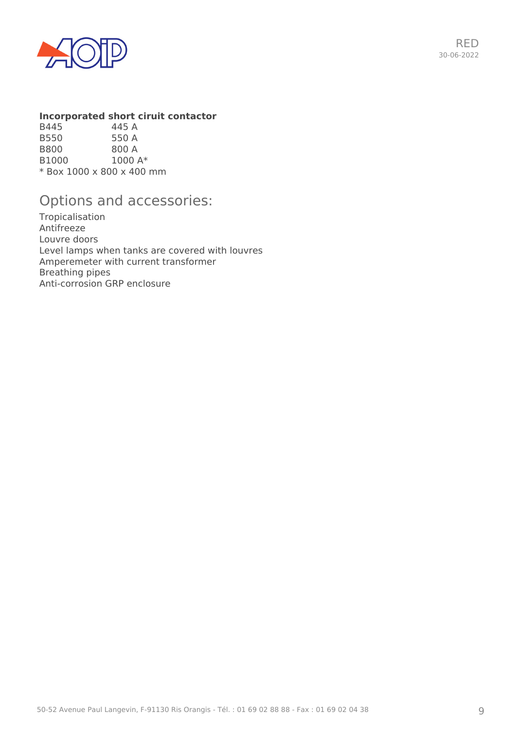**Incorporated short ciruit contactor**

| | |
|---|---|
| B445 | 445 A |
| B550 | 550 A |
| B800 | 800 A |
| B1000 | 1000 A* |

* Box 1000 x 800 x 400 mm

## Options and accessories:

Tropicalisation
Antifreeze
Louvre doors
Level lamps when tanks are covered with louvres
Amperemeter with current transformer
Breathing pipes
Anti-corrosion GRP enclosure